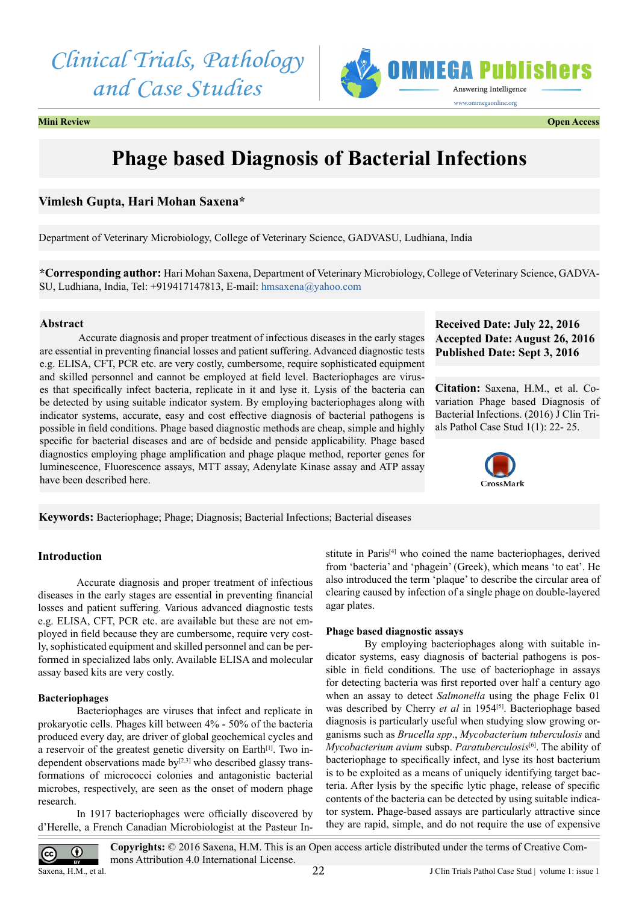Mini Review | Open Access

# Phage based Diagnosis of Bacterial Infections

**Vimlesh Gupta, Hari Mohan Saxena***

Department of Veterinary Microbiology, College of Veterinary Science, GADVASU, Ludhiana, India

***Corresponding author:** Hari Mohan Saxena, Department of Veterinary Microbiology, College of Veterinary Science, GADVASU, Ludhiana, India, Tel: +919417147813, E-mail: hmsaxena@yahoo.com

## Abstract

Accurate diagnosis and proper treatment of infectious diseases in the early stages are essential in preventing financial losses and patient suffering. Advanced diagnostic tests e.g. ELISA, CFT, PCR etc. are very costly, cumbersome, require sophisticated equipment and skilled personnel and cannot be employed at field level. Bacteriophages are viruses that specifically infect bacteria, replicate in it and lyse it. Lysis of the bacteria can be detected by using suitable indicator system. By employing bacteriophages along with indicator systems, accurate, easy and cost effective diagnosis of bacterial pathogens is possible in field conditions. Phage based diagnostic methods are cheap, simple and highly specific for bacterial diseases and are of bedside and penside applicability. Phage based diagnostics employing phage amplification and phage plaque method, reporter genes for luminescence, Fluorescence assays, MTT assay, Adenylate Kinase assay and ATP assay have been described here.

**Received Date: July 22, 2016**
**Accepted Date: August 26, 2016**
**Published Date: Sept 3, 2016**

**Citation:** Saxena, H.M., et al. Covariation Phage based Diagnosis of Bacterial Infections. (2016) J Clin Trials Pathol Case Stud 1(1): 22- 25.

**Keywords:** Bacteriophage; Phage; Diagnosis; Bacterial Infections; Bacterial diseases

## Introduction

Accurate diagnosis and proper treatment of infectious diseases in the early stages are essential in preventing financial losses and patient suffering. Various advanced diagnostic tests e.g. ELISA, CFT, PCR etc. are available but these are not employed in field because they are cumbersome, require very costly, sophisticated equipment and skilled personnel and can be performed in specialized labs only. Available ELISA and molecular assay based kits are very costly.

### Bacteriophages

Bacteriophages are viruses that infect and replicate in prokaryotic cells. Phages kill between 4% - 50% of the bacteria produced every day, are driver of global geochemical cycles and a reservoir of the greatest genetic diversity on Earth[1]. Two independent observations made by[2,3] who described glassy transformations of micrococci colonies and antagonistic bacterial microbes, respectively, are seen as the onset of modern phage research.

In 1917 bacteriophages were officially discovered by d'Herelle, a French Canadian Microbiologist at the Pasteur Institute in Paris[4] who coined the name bacteriophages, derived from 'bacteria' and 'phagein' (Greek), which means 'to eat'. He also introduced the term 'plaque' to describe the circular area of clearing caused by infection of a single phage on double-layered agar plates.

### Phage based diagnostic assays

By employing bacteriophages along with suitable indicator systems, easy diagnosis of bacterial pathogens is possible in field conditions. The use of bacteriophage in assays for detecting bacteria was first reported over half a century ago when an assay to detect *Salmonella* using the phage Felix 01 was described by Cherry *et al* in 1954[5]. Bacteriophage based diagnosis is particularly useful when studying slow growing organisms such as *Brucella spp*., *Mycobacterium tuberculosis* and *Mycobacterium avium* subsp. *Paratuberculosis*[6]. The ability of bacteriophage to specifically infect, and lyse its host bacterium is to be exploited as a means of uniquely identifying target bacteria. After lysis by the specific lytic phage, release of specific contents of the bacteria can be detected by using suitable indicator system. Phage-based assays are particularly attractive since they are rapid, simple, and do not require the use of expensive

**Copyrights:** © 2016 Saxena, H.M. This is an Open access article distributed under the terms of Creative Commons Attribution 4.0 International License.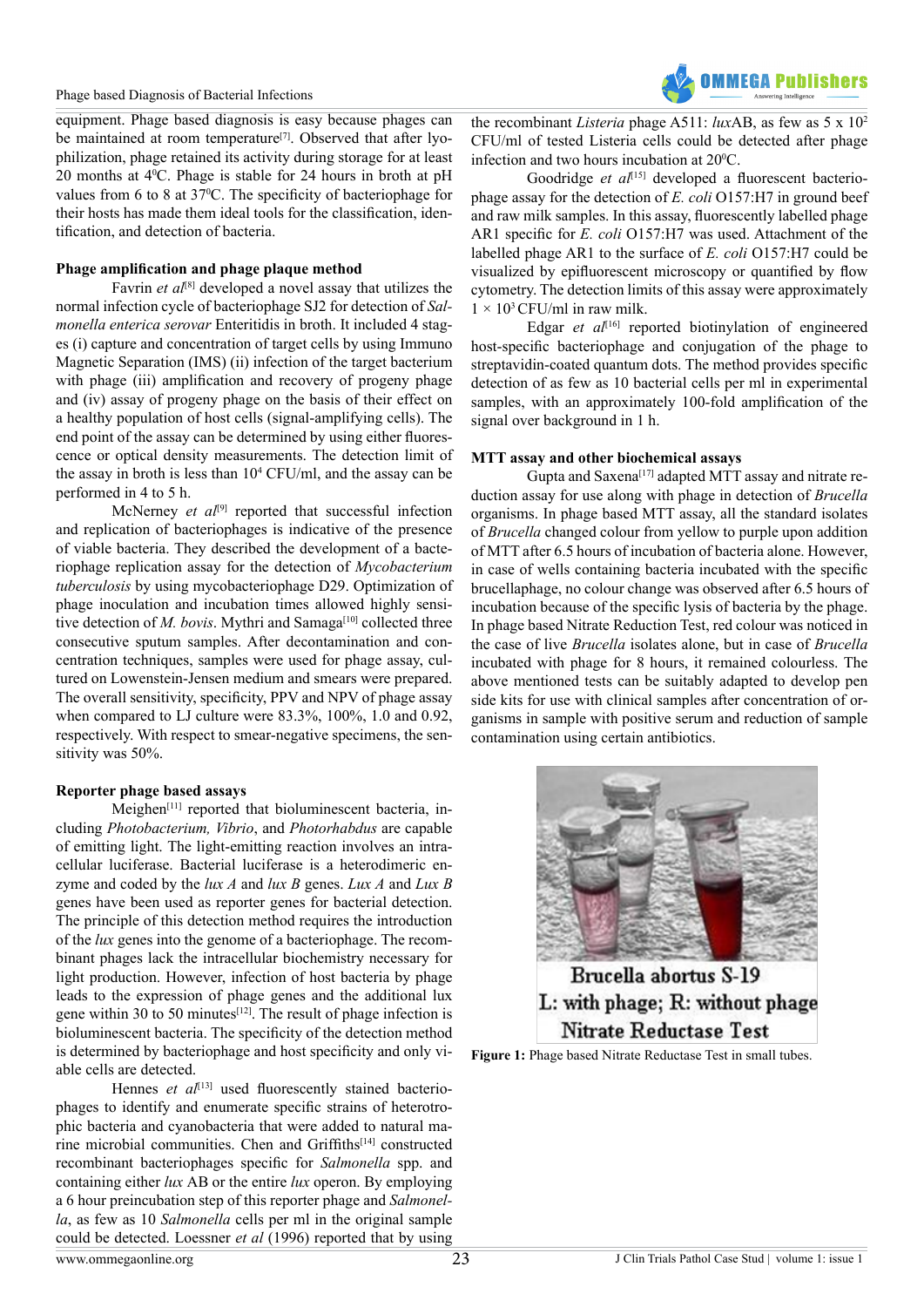equipment. Phage based diagnosis is easy because phages can be maintained at room temperature[7]. Observed that after lyophilization, phage retained its activity during storage for at least 20 months at $4^0$C. Phage is stable for 24 hours in broth at pH values from 6 to 8 at $37^0$C. The specificity of bacteriophage for their hosts has made them ideal tools for the classification, identification, and detection of bacteria.

**Phage amplification and phage plaque method**

Favrin *et al*[8] developed a novel assay that utilizes the normal infection cycle of bacteriophage SJ2 for detection of *Salmonella enterica serovar* Enteritidis in broth. It included 4 stages (i) capture and concentration of target cells by using Immuno Magnetic Separation (IMS) (ii) infection of the target bacterium with phage (iii) amplification and recovery of progeny phage and (iv) assay of progeny phage on the basis of their effect on a healthy population of host cells (signal-amplifying cells). The end point of the assay can be determined by using either fluorescence or optical density measurements. The detection limit of the assay in broth is less than $10^4$ CFU/ml, and the assay can be performed in 4 to 5 h.

McNerney *et al*[9] reported that successful infection and replication of bacteriophages is indicative of the presence of viable bacteria. They described the development of a bacteriophage replication assay for the detection of *Mycobacterium tuberculosis* by using mycobacteriophage D29. Optimization of phage inoculation and incubation times allowed highly sensitive detection of *M. bovis*. Mythri and Samaga[10] collected three consecutive sputum samples. After decontamination and concentration techniques, samples were used for phage assay, cultured on Lowenstein-Jensen medium and smears were prepared. The overall sensitivity, specificity, PPV and NPV of phage assay when compared to LJ culture were 83.3%, 100%, 1.0 and 0.92, respectively. With respect to smear-negative specimens, the sensitivity was 50%.

**Reporter phage based assays**

Meighen[11] reported that bioluminescent bacteria, including *Photobacterium, Vibrio*, and *Photorhabdus* are capable of emitting light. The light-emitting reaction involves an intracellular luciferase. Bacterial luciferase is a heterodimeric enzyme and coded by the *lux A* and *lux B* genes. *Lux A* and *Lux B* genes have been used as reporter genes for bacterial detection. The principle of this detection method requires the introduction of the *lux* genes into the genome of a bacteriophage. The recombinant phages lack the intracellular biochemistry necessary for light production. However, infection of host bacteria by phage leads to the expression of phage genes and the additional lux gene within 30 to 50 minutes[12]. The result of phage infection is bioluminescent bacteria. The specificity of the detection method is determined by bacteriophage and host specificity and only viable cells are detected.

Hennes *et al*[13] used fluorescently stained bacteriophages to identify and enumerate specific strains of heterotrophic bacteria and cyanobacteria that were added to natural marine microbial communities. Chen and Griffiths[14] constructed recombinant bacteriophages specific for *Salmonella* spp. and containing either *lux* AB or the entire *lux* operon. By employing a 6 hour preincubation step of this reporter phage and *Salmonella*, as few as 10 *Salmonella* cells per ml in the original sample could be detected. Loessner *et al* (1996) reported that by using the recombinant *Listeria* phage A511: *lux*AB, as few as 5 x $10^2$ CFU/ml of tested Listeria cells could be detected after phage infection and two hours incubation at $20^0$C.

Goodridge *et al*[15] developed a fluorescent bacteriophage assay for the detection of *E. coli* O157:H7 in ground beef and raw milk samples. In this assay, fluorescently labelled phage AR1 specific for *E. coli* O157:H7 was used. Attachment of the labelled phage AR1 to the surface of *E. coli* O157:H7 could be visualized by epifluorescent microscopy or quantified by flow cytometry. The detection limits of this assay were approximately $1 \times 10^3$ CFU/ml in raw milk.

Edgar *et al*[16] reported biotinylation of engineered host-specific bacteriophage and conjugation of the phage to streptavidin-coated quantum dots. The method provides specific detection of as few as 10 bacterial cells per ml in experimental samples, with an approximately 100-fold amplification of the signal over background in 1 h.

**MTT assay and other biochemical assays**

Gupta and Saxena[17] adapted MTT assay and nitrate reduction assay for use along with phage in detection of *Brucella* organisms. In phage based MTT assay, all the standard isolates of *Brucella* changed colour from yellow to purple upon addition of MTT after 6.5 hours of incubation of bacteria alone. However, in case of wells containing bacteria incubated with the specific brucellaphage, no colour change was observed after 6.5 hours of incubation because of the specific lysis of bacteria by the phage. In phage based Nitrate Reduction Test, red colour was noticed in the case of live *Brucella* isolates alone, but in case of *Brucella* incubated with phage for 8 hours, it remained colourless. The above mentioned tests can be suitably adapted to develop pen side kits for use with clinical samples after concentration of organisms in sample with positive serum and reduction of sample contamination using certain antibiotics.

Brucella abortus S-19
L: with phage; R: without phage
Nitrate Reductase Test

**Figure 1:** Phage based Nitrate Reductase Test in small tubes.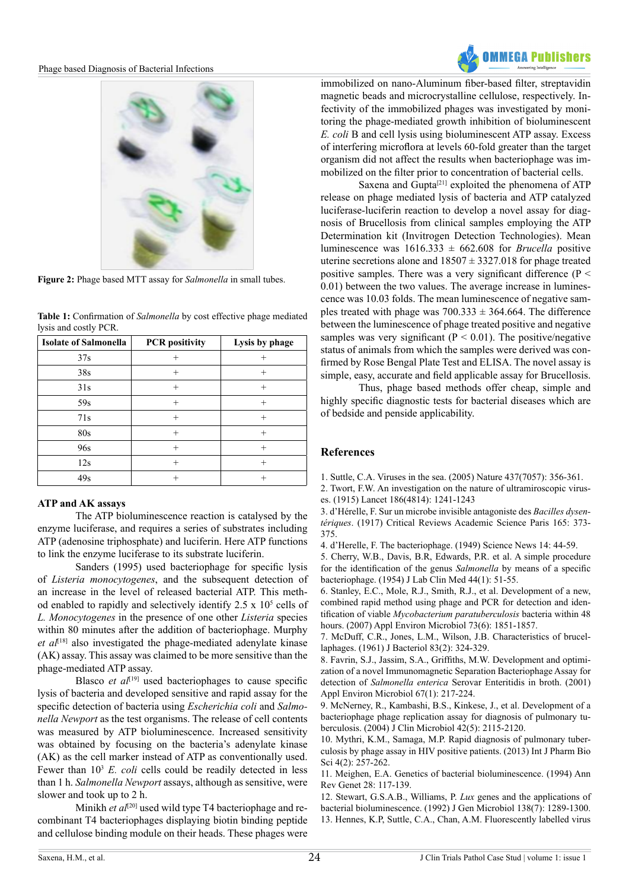Figure 2: Phage based MTT assay for *Salmonella* in small tubes.

**Table 1:** Confirmation of *Salmonella* by cost effective phage mediated lysis and costly PCR.

| Isolate of Salmonella | PCR positivity | Lysis by phage |
|---|---|---|
| 37s | + | + |
| 38s | + | + |
| 31s | + | + |
| 59s | + | + |
| 71s | + | + |
| 80s | + | + |
| 96s | + | + |
| 12s | + | + |
| 49s | + | + |

### ATP and AK assays

The ATP bioluminescence reaction is catalysed by the enzyme luciferase, and requires a series of substrates including ATP (adenosine triphosphate) and luciferin. Here ATP functions to link the enzyme luciferase to its substrate luciferin.

Sanders (1995) used bacteriophage for specific lysis of *Listeria monocytogenes*, and the subsequent detection of an increase in the level of released bacterial ATP. This method enabled to rapidly and selectively identify 2.5 x $10^5$ cells of *L. Monocytogenes* in the presence of one other *Listeria* species within 80 minutes after the addition of bacteriophage. Murphy *et al*[18] also investigated the phage-mediated adenylate kinase (AK) assay. This assay was claimed to be more sensitive than the phage-mediated ATP assay.

Blasco *et al*[19] used bacteriophages to cause specific lysis of bacteria and developed sensitive and rapid assay for the specific detection of bacteria using *Escherichia coli* and *Salmonella Newport* as the test organisms. The release of cell contents was measured by ATP bioluminescence. Increased sensitivity was obtained by focusing on the bacteria's adenylate kinase (AK) as the cell marker instead of ATP as conventionally used. Fewer than $10^3$ *E. coli* cells could be readily detected in less than 1 h. *Salmonella Newport* assays, although as sensitive, were slower and took up to 2 h.

Minikh *et al*[20] used wild type T4 bacteriophage and recombinant T4 bacteriophages displaying biotin binding peptide and cellulose binding module on their heads. These phages were immobilized on nano-Aluminum fiber-based filter, streptavidin magnetic beads and microcrystalline cellulose, respectively. Infectivity of the immobilized phages was investigated by monitoring the phage-mediated growth inhibition of bioluminescent *E. coli* B and cell lysis using bioluminescent ATP assay. Excess of interfering microflora at levels 60-fold greater than the target organism did not affect the results when bacteriophage was immobilized on the filter prior to concentration of bacterial cells.

Saxena and Gupta[21] exploited the phenomena of ATP release on phage mediated lysis of bacteria and ATP catalyzed luciferase-luciferin reaction to develop a novel assay for diagnosis of Brucellosis from clinical samples employing the ATP Determination kit (Invitrogen Detection Technologies). Mean luminescence was 1616.333 ± 662.608 for *Brucella* positive uterine secretions alone and 18507 ± 3327.018 for phage treated positive samples. There was a very significant difference ($P < 0.01$) between the two values. The average increase in luminescence was 10.03 folds. The mean luminescence of negative samples treated with phage was 700.333 ± 364.664. The difference between the luminescence of phage treated positive and negative samples was very significant ($P < 0.01$). The positive/negative status of animals from which the samples were derived was confirmed by Rose Bengal Plate Test and ELISA. The novel assay is simple, easy, accurate and field applicable assay for Brucellosis.

Thus, phage based methods offer cheap, simple and highly specific diagnostic tests for bacterial diseases which are of bedside and penside applicability.

## References

1. Suttle, C.A. Viruses in the sea. (2005) Nature 437(7057): 356-361.
2. Twort, F.W. An investigation on the nature of ultramiroscopic viruses. (1915) Lancet 186(4814): 1241-1243
3. d'Hérelle, F. Sur un microbe invisible antagoniste des *Bacilles dysentériques*. (1917) Critical Reviews Academic Science Paris 165: 373-375.
4. d'Herelle, F. The bacteriophage. (1949) Science News 14: 44-59.
5. Cherry, W.B., Davis, B.R, Edwards, P.R. et al. A simple procedure for the identification of the genus *Salmonella* by means of a specific bacteriophage. (1954) J Lab Clin Med 44(1): 51-55.
6. Stanley, E.C., Mole, R.J., Smith, R.J., et al. Development of a new, combined rapid method using phage and PCR for detection and identification of viable *Mycobacterium paratuberculosis* bacteria within 48 hours. (2007) Appl Environ Microbiol 73(6): 1851-1857.
7. McDuff, C.R., Jones, L.M., Wilson, J.B. Characteristics of brucellaphages. (1961) J Bacteriol 83(2): 324-329.
8. Favrin, S.J., Jassim, S.A., Griffiths, M.W. Development and optimization of a novel Immunomagnetic Separation Bacteriophage Assay for detection of *Salmonella enterica* Serovar Enteritidis in broth. (2001) Appl Environ Microbiol 67(1): 217-224.
9. McNerney, R., Kambashi, B.S., Kinkese, J., et al. Development of a bacteriophage phage replication assay for diagnosis of pulmonary tuberculosis. (2004) J Clin Microbiol 42(5): 2115-2120.
10. Mythri, K.M., Samaga, M.P. Rapid diagnosis of pulmonary tuberculosis by phage assay in HIV positive patients. (2013) Int J Pharm Bio Sci 4(2): 257-262.
11. Meighen, E.A. Genetics of bacterial bioluminescence. (1994) Ann Rev Genet 28: 117-139.
12. Stewart, G.S.A.B., Williams, P. *Lux* genes and the applications of bacterial bioluminescence. (1992) J Gen Microbiol 138(7): 1289-1300.
13. Hennes, K.P, Suttle, C.A., Chan, A.M. Fluorescently labelled virus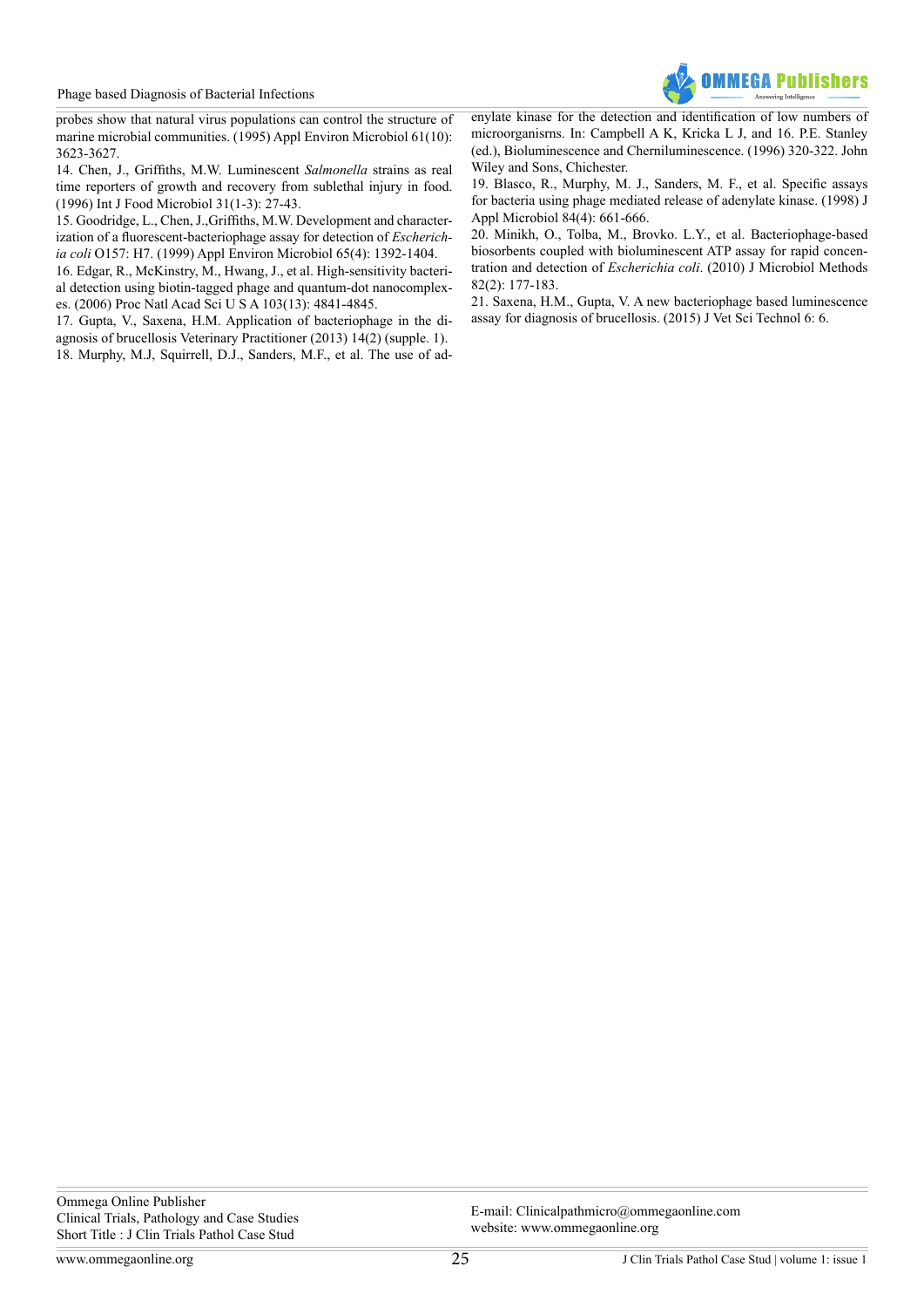probes show that natural virus populations can control the structure of marine microbial communities. (1995) Appl Environ Microbiol 61(10): 3623-3627.

14. Chen, J., Griffiths, M.W. Luminescent *Salmonella* strains as real time reporters of growth and recovery from sublethal injury in food. (1996) Int J Food Microbiol 31(1-3): 27-43.

15. Goodridge, L., Chen, J.,Griffiths, M.W. Development and characterization of a fluorescent-bacteriophage assay for detection of *Escherichia coli* O157: H7. (1999) Appl Environ Microbiol 65(4): 1392-1404.

16. Edgar, R., McKinstry, M., Hwang, J., et al. High-sensitivity bacterial detection using biotin-tagged phage and quantum-dot nanocomplexes. (2006) Proc Natl Acad Sci U S A 103(13): 4841-4845.

17. Gupta, V., Saxena, H.M. Application of bacteriophage in the diagnosis of brucellosis Veterinary Practitioner (2013) 14(2) (supple. 1).

18. Murphy, M.J, Squirrell, D.J., Sanders, M.F., et al. The use of adenylate kinase for the detection and identification of low numbers of microorganisrns. In: Campbell A K, Kricka L J, and 16. P.E. Stanley (ed.), Bioluminescence and Cherniluminescence. (1996) 320-322. John Wiley and Sons, Chichester.

19. Blasco, R., Murphy, M. J., Sanders, M. F., et al. Specific assays for bacteria using phage mediated release of adenylate kinase. (1998) J Appl Microbiol 84(4): 661-666.

20. Minikh, O., Tolba, M., Brovko. L.Y., et al. Bacteriophage-based biosorbents coupled with bioluminescent ATP assay for rapid concentration and detection of *Escherichia coli*. (2010) J Microbiol Methods 82(2): 177-183.

21. Saxena, H.M., Gupta, V. A new bacteriophage based luminescence assay for diagnosis of brucellosis. (2015) J Vet Sci Technol 6: 6.